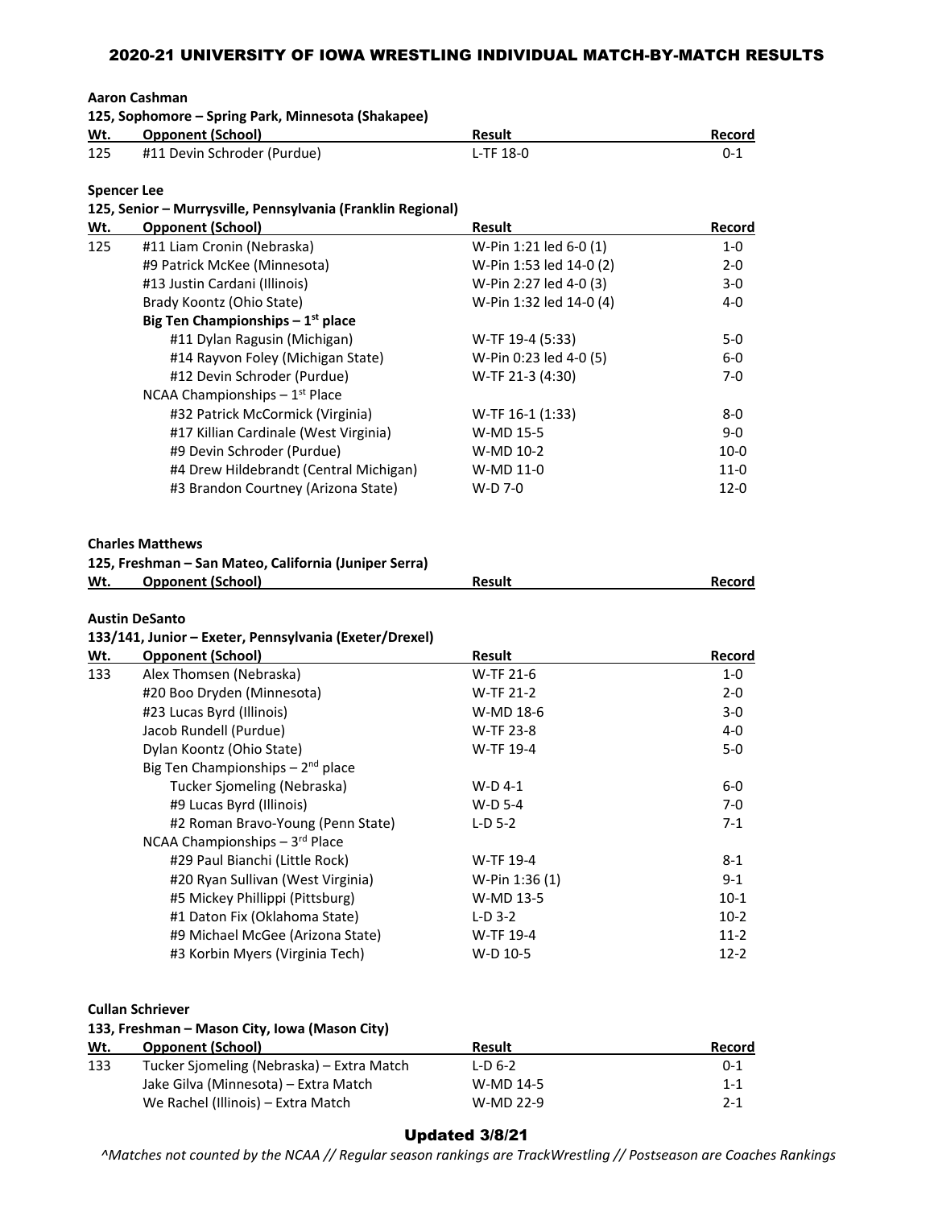# 2020-21 UNIVERSITY OF IOWA WRESTLING INDIVIDUAL MATCH-BY-MATCH RESULTS

**Aaron Cashman**
**125, Sophomore – Spring Park, Minnesota (Shakapee)**

| Wt. | Opponent (School) | Result | Record |
|---|---|---|---|
| 125 | #11 Devin Schroder (Purdue) | L-TF 18-0 | 0-1 |

**Spencer Lee**
**125, Senior – Murrysville, Pennsylvania (Franklin Regional)**

| Wt. | Opponent (School) | Result | Record |
|---|---|---|---|
| 125 | #11 Liam Cronin (Nebraska) | W-Pin 1:21 led 6-0 (1) | 1-0 |
| | #9 Patrick McKee (Minnesota) | W-Pin 1:53 led 14-0 (2) | 2-0 |
| | #13 Justin Cardani (Illinois) | W-Pin 2:27 led 4-0 (3) | 3-0 |
| | Brady Koontz (Ohio State) | W-Pin 1:32 led 14-0 (4) | 4-0 |
| | **Big Ten Championships – 1st place** | | |
| | #11 Dylan Ragusin (Michigan) | W-TF 19-4 (5:33) | 5-0 |
| | #14 Rayvon Foley (Michigan State) | W-Pin 0:23 led 4-0 (5) | 6-0 |
| | #12 Devin Schroder (Purdue) | W-TF 21-3 (4:30) | 7-0 |
| | NCAA Championships – 1st Place | | |
| | #32 Patrick McCormick (Virginia) | W-TF 16-1 (1:33) | 8-0 |
| | #17 Killian Cardinale (West Virginia) | W-MD 15-5 | 9-0 |
| | #9 Devin Schroder (Purdue) | W-MD 10-2 | 10-0 |
| | #4 Drew Hildebrandt (Central Michigan) | W-MD 11-0 | 11-0 |
| | #3 Brandon Courtney (Arizona State) | W-D 7-0 | 12-0 |

**Charles Matthews**
**125, Freshman – San Mateo, California (Juniper Serra)**

| Wt. | Opponent (School) | Result | Record |
|---|---|---|---|

**Austin DeSanto**
**133/141, Junior – Exeter, Pennsylvania (Exeter/Drexel)**

| Wt. | Opponent (School) | Result | Record |
|---|---|---|---|
| 133 | Alex Thomsen (Nebraska) | W-TF 21-6 | 1-0 |
| | #20 Boo Dryden (Minnesota) | W-TF 21-2 | 2-0 |
| | #23 Lucas Byrd (Illinois) | W-MD 18-6 | 3-0 |
| | Jacob Rundell (Purdue) | W-TF 23-8 | 4-0 |
| | Dylan Koontz (Ohio State) | W-TF 19-4 | 5-0 |
| | Big Ten Championships – 2nd place | | |
| | Tucker Sjomeling (Nebraska) | W-D 4-1 | 6-0 |
| | #9 Lucas Byrd (Illinois) | W-D 5-4 | 7-0 |
| | #2 Roman Bravo-Young (Penn State) | L-D 5-2 | 7-1 |
| | NCAA Championships – 3rd Place | | |
| | #29 Paul Bianchi (Little Rock) | W-TF 19-4 | 8-1 |
| | #20 Ryan Sullivan (West Virginia) | W-Pin 1:36 (1) | 9-1 |
| | #5 Mickey Phillippi (Pittsburg) | W-MD 13-5 | 10-1 |
| | #1 Daton Fix (Oklahoma State) | L-D 3-2 | 10-2 |
| | #9 Michael McGee (Arizona State) | W-TF 19-4 | 11-2 |
| | #3 Korbin Myers (Virginia Tech) | W-D 10-5 | 12-2 |

**Cullan Schriever**
**133, Freshman – Mason City, Iowa (Mason City)**

| Wt. | Opponent (School) | Result | Record |
|---|---|---|---|
| 133 | Tucker Sjomeling (Nebraska) – Extra Match | L-D 6-2 | 0-1 |
| | Jake Gilva (Minnesota) – Extra Match | W-MD 14-5 | 1-1 |
| | We Rachel (Illinois) – Extra Match | W-MD 22-9 | 2-1 |

**Updated 3/8/21**

*^Matches not counted by the NCAA // Regular season rankings are TrackWrestling // Postseason are Coaches Rankings*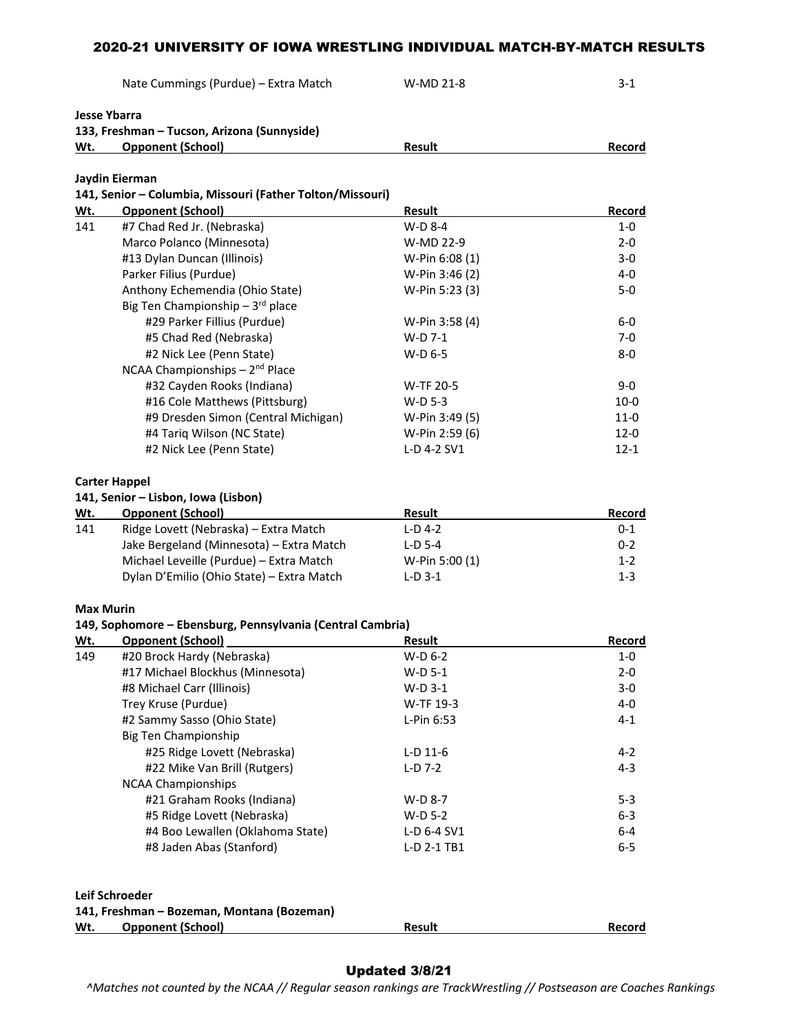| | Nate Cummings (Purdue) – Extra Match | W-MD 21-8 | 3-1 |
|---|---|---|---|

**Jesse Ybarra**
**133, Freshman – Tucson, Arizona (Sunnyside)**

| Wt. | Opponent (School) | Result | Record |
|---|---|---|---|

**Jaydin Eierman**
**141, Senior – Columbia, Missouri (Father Tolton/Missouri)**

| Wt. | Opponent (School) | Result | Record |
|---|---|---|---|
| 141 | #7 Chad Red Jr. (Nebraska) | W-D 8-4 | 1-0 |
| | Marco Polanco (Minnesota) | W-MD 22-9 | 2-0 |
| | #13 Dylan Duncan (Illinois) | W-Pin 6:08 (1) | 3-0 |
| | Parker Filius (Purdue) | W-Pin 3:46 (2) | 4-0 |
| | Anthony Echemendia (Ohio State) | W-Pin 5:23 (3) | 5-0 |
| | Big Ten Championship – 3rd place | | |
| | #29 Parker Fillius (Purdue) | W-Pin 3:58 (4) | 6-0 |
| | #5 Chad Red (Nebraska) | W-D 7-1 | 7-0 |
| | #2 Nick Lee (Penn State) | W-D 6-5 | 8-0 |
| | NCAA Championships – 2nd Place | | |
| | #32 Cayden Rooks (Indiana) | W-TF 20-5 | 9-0 |
| | #16 Cole Matthews (Pittsburg) | W-D 5-3 | 10-0 |
| | #9 Dresden Simon (Central Michigan) | W-Pin 3:49 (5) | 11-0 |
| | #4 Tariq Wilson (NC State) | W-Pin 2:59 (6) | 12-0 |
| | #2 Nick Lee (Penn State) | L-D 4-2 SV1 | 12-1 |

**Carter Happel**
**141, Senior – Lisbon, Iowa (Lisbon)**

| Wt. | Opponent (School) | Result | Record |
|---|---|---|---|
| 141 | Ridge Lovett (Nebraska) – Extra Match | L-D 4-2 | 0-1 |
| | Jake Bergeland (Minnesota) – Extra Match | L-D 5-4 | 0-2 |
| | Michael Leveille (Purdue) – Extra Match | W-Pin 5:00 (1) | 1-2 |
| | Dylan D'Emilio (Ohio State) – Extra Match | L-D 3-1 | 1-3 |

**Max Murin**
**149, Sophomore – Ebensburg, Pennsylvania (Central Cambria)**

| Wt. | Opponent (School) | Result | Record |
|---|---|---|---|
| 149 | #20 Brock Hardy (Nebraska) | W-D 6-2 | 1-0 |
| | #17 Michael Blockhus (Minnesota) | W-D 5-1 | 2-0 |
| | #8 Michael Carr (Illinois) | W-D 3-1 | 3-0 |
| | Trey Kruse (Purdue) | W-TF 19-3 | 4-0 |
| | #2 Sammy Sasso (Ohio State) | L-Pin 6:53 | 4-1 |
| | Big Ten Championship | | |
| | #25 Ridge Lovett (Nebraska) | L-D 11-6 | 4-2 |
| | #22 Mike Van Brill (Rutgers) | L-D 7-2 | 4-3 |
| | NCAA Championships | | |
| | #21 Graham Rooks (Indiana) | W-D 8-7 | 5-3 |
| | #5 Ridge Lovett (Nebraska) | W-D 5-2 | 6-3 |
| | #4 Boo Lewallen (Oklahoma State) | L-D 6-4 SV1 | 6-4 |
| | #8 Jaden Abas (Stanford) | L-D 2-1 TB1 | 6-5 |

**Leif Schroeder**
**141, Freshman – Bozeman, Montana (Bozeman)**

| Wt. | Opponent (School) | Result | Record |
|---|---|---|---|

Updated 3/8/21

*^Matches not counted by the NCAA // Regular season rankings are TrackWrestling // Postseason are Coaches Rankings*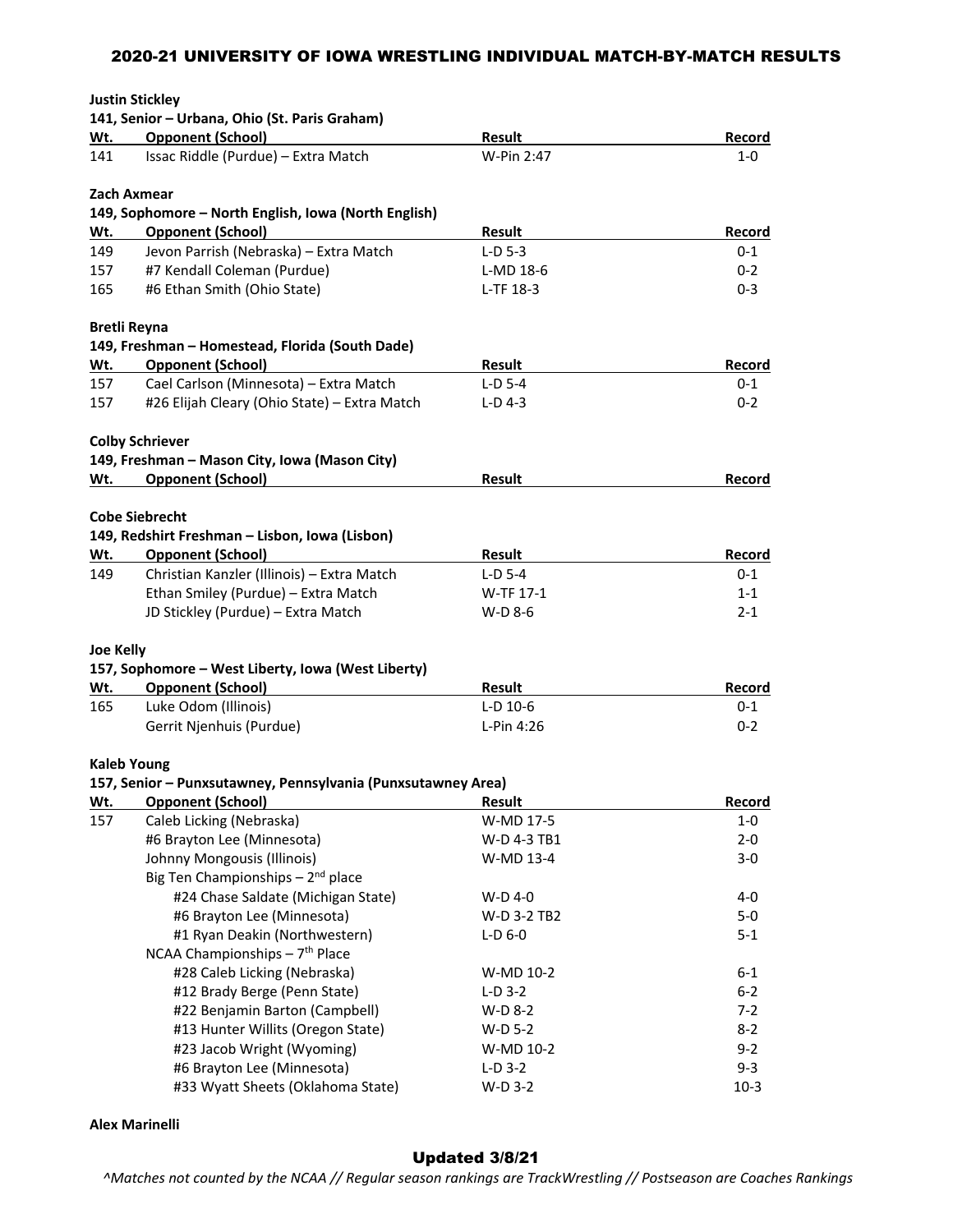## 2020-21 UNIVERSITY OF IOWA WRESTLING INDIVIDUAL MATCH-BY-MATCH RESULTS

**Justin Stickley**
**141, Senior – Urbana, Ohio (St. Paris Graham)**

| Wt. | Opponent (School) | Result | Record |
|---|---|---|---|
| 141 | Issac Riddle (Purdue) – Extra Match | W-Pin 2:47 | 1-0 |

**Zach Axmear**
**149, Sophomore – North English, Iowa (North English)**

| Wt. | Opponent (School) | Result | Record |
|---|---|---|---|
| 149 | Jevon Parrish (Nebraska) – Extra Match | L-D 5-3 | 0-1 |
| 157 | #7 Kendall Coleman (Purdue) | L-MD 18-6 | 0-2 |
| 165 | #6 Ethan Smith (Ohio State) | L-TF 18-3 | 0-3 |

**Bretli Reyna**
**149, Freshman – Homestead, Florida (South Dade)**

| Wt. | Opponent (School) | Result | Record |
|---|---|---|---|
| 157 | Cael Carlson (Minnesota) – Extra Match | L-D 5-4 | 0-1 |
| 157 | #26 Elijah Cleary (Ohio State) – Extra Match | L-D 4-3 | 0-2 |

**Colby Schriever**
**149, Freshman – Mason City, Iowa (Mason City)**

| Wt. | Opponent (School) | Result | Record |
|---|---|---|---|

**Cobe Siebrecht**
**149, Redshirt Freshman – Lisbon, Iowa (Lisbon)**

| Wt. | Opponent (School) | Result | Record |
|---|---|---|---|
| 149 | Christian Kanzler (Illinois) – Extra Match | L-D 5-4 | 0-1 |
| | Ethan Smiley (Purdue) – Extra Match | W-TF 17-1 | 1-1 |
| | JD Stickley (Purdue) – Extra Match | W-D 8-6 | 2-1 |

**Joe Kelly**
**157, Sophomore – West Liberty, Iowa (West Liberty)**

| Wt. | Opponent (School) | Result | Record |
|---|---|---|---|
| 165 | Luke Odom (Illinois) | L-D 10-6 | 0-1 |
| | Gerrit Njenhuis (Purdue) | L-Pin 4:26 | 0-2 |

**Kaleb Young**
**157, Senior – Punxsutawney, Pennsylvania (Punxsutawney Area)**

| Wt. | Opponent (School) | Result | Record |
|---|---|---|---|
| 157 | Caleb Licking (Nebraska) | W-MD 17-5 | 1-0 |
| | #6 Brayton Lee (Minnesota) | W-D 4-3 TB1 | 2-0 |
| | Johnny Mongousis (Illinois) | W-MD 13-4 | 3-0 |
| | Big Ten Championships – 2nd place | | |
| | #24 Chase Saldate (Michigan State) | W-D 4-0 | 4-0 |
| | #6 Brayton Lee (Minnesota) | W-D 3-2 TB2 | 5-0 |
| | #1 Ryan Deakin (Northwestern) | L-D 6-0 | 5-1 |
| | NCAA Championships – 7th Place | | |
| | #28 Caleb Licking (Nebraska) | W-MD 10-2 | 6-1 |
| | #12 Brady Berge (Penn State) | L-D 3-2 | 6-2 |
| | #22 Benjamin Barton (Campbell) | W-D 8-2 | 7-2 |
| | #13 Hunter Willits (Oregon State) | W-D 5-2 | 8-2 |
| | #23 Jacob Wright (Wyoming) | W-MD 10-2 | 9-2 |
| | #6 Brayton Lee (Minnesota) | L-D 3-2 | 9-3 |
| | #33 Wyatt Sheets (Oklahoma State) | W-D 3-2 | 10-3 |

**Alex Marinelli**

**Updated 3/8/21**

*^Matches not counted by the NCAA // Regular season rankings are TrackWrestling // Postseason are Coaches Rankings*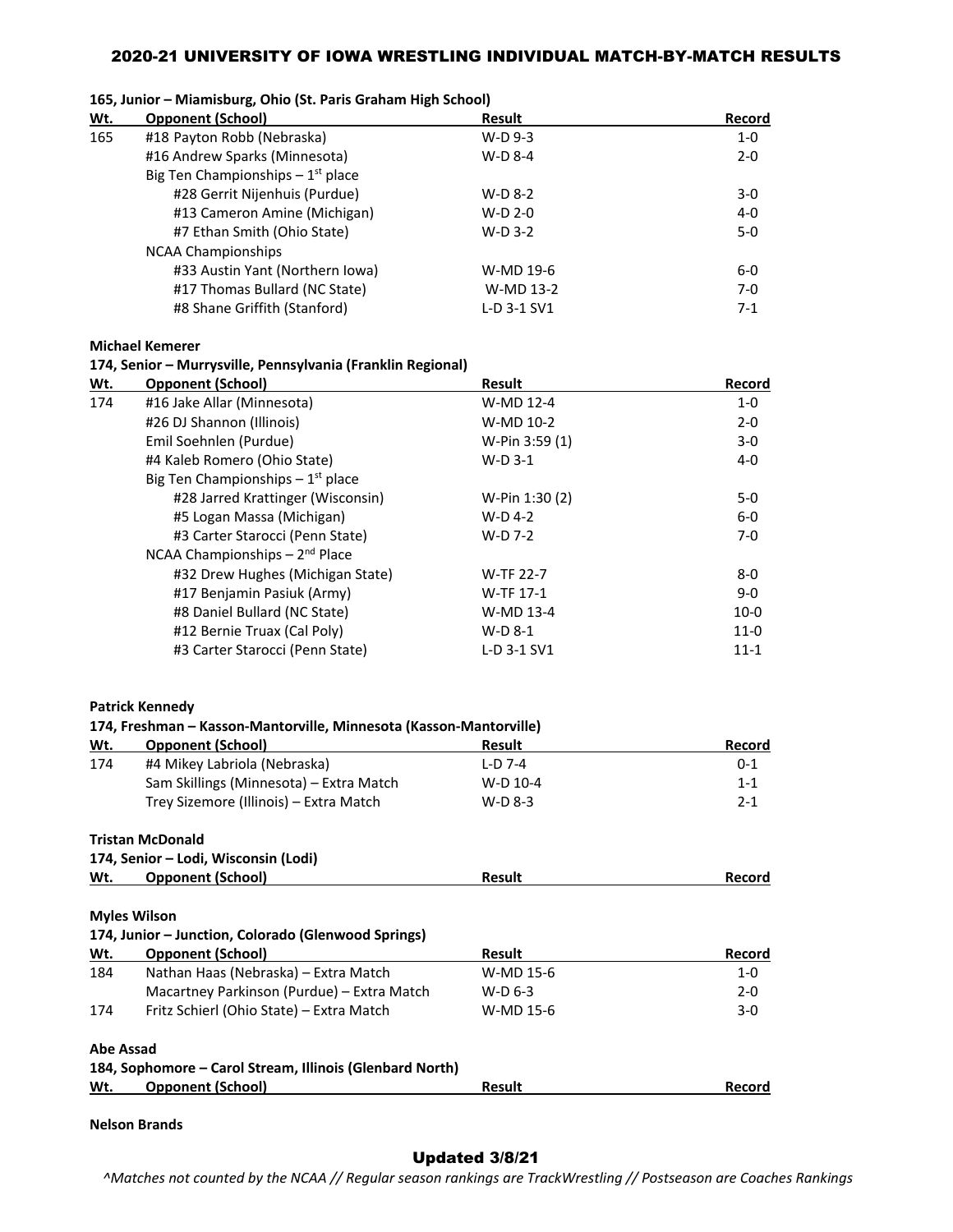## 2020-21 UNIVERSITY OF IOWA WRESTLING INDIVIDUAL MATCH-BY-MATCH RESULTS

**165, Junior – Miamisburg, Ohio (St. Paris Graham High School)**

| Wt. | Opponent (School) | Result | Record |
|---|---|---|---|
| 165 | #18 Payton Robb (Nebraska) | W-D 9-3 | 1-0 |
| | #16 Andrew Sparks (Minnesota) | W-D 8-4 | 2-0 |
| | Big Ten Championships – 1st place | | |
| | #28 Gerrit Nijenhuis (Purdue) | W-D 8-2 | 3-0 |
| | #13 Cameron Amine (Michigan) | W-D 2-0 | 4-0 |
| | #7 Ethan Smith (Ohio State) | W-D 3-2 | 5-0 |
| | NCAA Championships | | |
| | #33 Austin Yant (Northern Iowa) | W-MD 19-6 | 6-0 |
| | #17 Thomas Bullard (NC State) | W-MD 13-2 | 7-0 |
| | #8 Shane Griffith (Stanford) | L-D 3-1 SV1 | 7-1 |

**Michael Kemerer**

**174, Senior – Murrysville, Pennsylvania (Franklin Regional)**

| Wt. | Opponent (School) | Result | Record |
|---|---|---|---|
| 174 | #16 Jake Allar (Minnesota) | W-MD 12-4 | 1-0 |
| | #26 DJ Shannon (Illinois) | W-MD 10-2 | 2-0 |
| | Emil Soehnlen (Purdue) | W-Pin 3:59 (1) | 3-0 |
| | #4 Kaleb Romero (Ohio State) | W-D 3-1 | 4-0 |
| | Big Ten Championships – 1st place | | |
| | #28 Jarred Krattinger (Wisconsin) | W-Pin 1:30 (2) | 5-0 |
| | #5 Logan Massa (Michigan) | W-D 4-2 | 6-0 |
| | #3 Carter Starocci (Penn State) | W-D 7-2 | 7-0 |
| | NCAA Championships – 2nd Place | | |
| | #32 Drew Hughes (Michigan State) | W-TF 22-7 | 8-0 |
| | #17 Benjamin Pasiuk (Army) | W-TF 17-1 | 9-0 |
| | #8 Daniel Bullard (NC State) | W-MD 13-4 | 10-0 |
| | #12 Bernie Truax (Cal Poly) | W-D 8-1 | 11-0 |
| | #3 Carter Starocci (Penn State) | L-D 3-1 SV1 | 11-1 |

**Patrick Kennedy**

**174, Freshman – Kasson-Mantorville, Minnesota (Kasson-Mantorville)**

| Wt. | Opponent (School) | Result | Record |
|---|---|---|---|
| 174 | #4 Mikey Labriola (Nebraska) | L-D 7-4 | 0-1 |
| | Sam Skillings (Minnesota) – Extra Match | W-D 10-4 | 1-1 |
| | Trey Sizemore (Illinois) – Extra Match | W-D 8-3 | 2-1 |

**Tristan McDonald**

**174, Senior – Lodi, Wisconsin (Lodi)**

| Wt. | Opponent (School) | Result | Record |
|---|---|---|---|

**Myles Wilson**

**174, Junior – Junction, Colorado (Glenwood Springs)**

| Wt. | Opponent (School) | Result | Record |
|---|---|---|---|
| 184 | Nathan Haas (Nebraska) – Extra Match | W-MD 15-6 | 1-0 |
| | Macartney Parkinson (Purdue) – Extra Match | W-D 6-3 | 2-0 |
| 174 | Fritz Schierl (Ohio State) – Extra Match | W-MD 15-6 | 3-0 |

**Abe Assad**

**184, Sophomore – Carol Stream, Illinois (Glenbard North)**

| Wt. | Opponent (School) | Result | Record |
|---|---|---|---|

**Nelson Brands**

**Updated 3/8/21**

*^Matches not counted by the NCAA // Regular season rankings are TrackWrestling // Postseason are Coaches Rankings*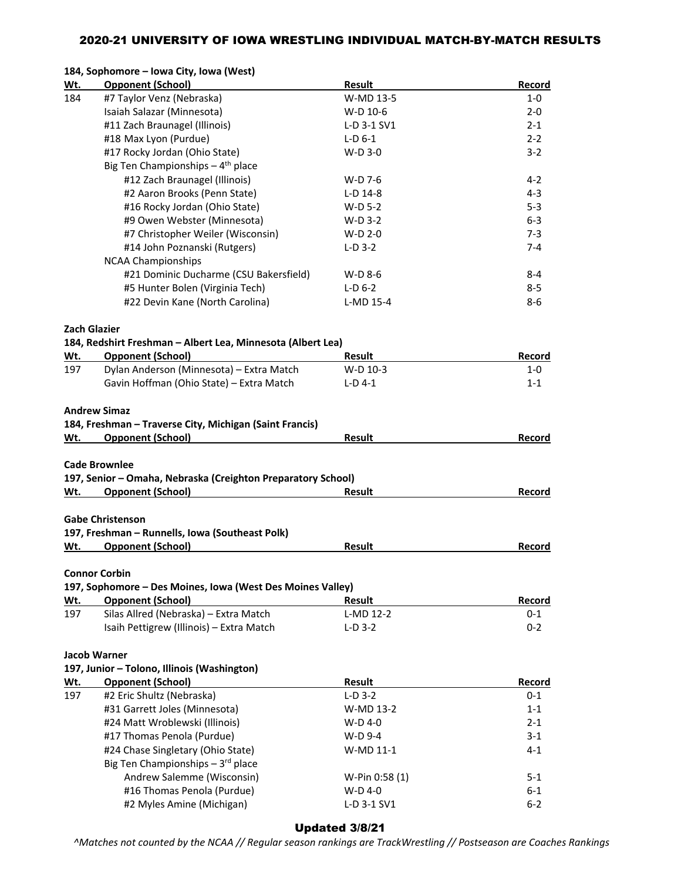# 2020-21 UNIVERSITY OF IOWA WRESTLING INDIVIDUAL MATCH-BY-MATCH RESULTS

**184, Sophomore – Iowa City, Iowa (West)**

| Wt. | Opponent (School) | Result | Record |
|---|---|---|---|
| 184 | #7 Taylor Venz (Nebraska) | W-MD 13-5 | 1-0 |
| | Isaiah Salazar (Minnesota) | W-D 10-6 | 2-0 |
| | #11 Zach Braunagel (Illinois) | L-D 3-1 SV1 | 2-1 |
| | #18 Max Lyon (Purdue) | L-D 6-1 | 2-2 |
| | #17 Rocky Jordan (Ohio State) | W-D 3-0 | 3-2 |
| | Big Ten Championships – 4th place | | |
| | #12 Zach Braunagel (Illinois) | W-D 7-6 | 4-2 |
| | #2 Aaron Brooks (Penn State) | L-D 14-8 | 4-3 |
| | #16 Rocky Jordan (Ohio State) | W-D 5-2 | 5-3 |
| | #9 Owen Webster (Minnesota) | W-D 3-2 | 6-3 |
| | #7 Christopher Weiler (Wisconsin) | W-D 2-0 | 7-3 |
| | #14 John Poznanski (Rutgers) | L-D 3-2 | 7-4 |
| | NCAA Championships | | |
| | #21 Dominic Ducharme (CSU Bakersfield) | W-D 8-6 | 8-4 |
| | #5 Hunter Bolen (Virginia Tech) | L-D 6-2 | 8-5 |
| | #22 Devin Kane (North Carolina) | L-MD 15-4 | 8-6 |

**Zach Glazier**
**184, Redshirt Freshman – Albert Lea, Minnesota (Albert Lea)**

| Wt. | Opponent (School) | Result | Record |
|---|---|---|---|
| 197 | Dylan Anderson (Minnesota) – Extra Match | W-D 10-3 | 1-0 |
| | Gavin Hoffman (Ohio State) – Extra Match | L-D 4-1 | 1-1 |

**Andrew Simaz**
**184, Freshman – Traverse City, Michigan (Saint Francis)**

| Wt. | Opponent (School) | Result | Record |
|---|---|---|---|

**Cade Brownlee**
**197, Senior – Omaha, Nebraska (Creighton Preparatory School)**

| Wt. | Opponent (School) | Result | Record |
|---|---|---|---|

**Gabe Christenson**
**197, Freshman – Runnells, Iowa (Southeast Polk)**

| Wt. | Opponent (School) | Result | Record |
|---|---|---|---|

**Connor Corbin**
**197, Sophomore – Des Moines, Iowa (West Des Moines Valley)**

| Wt. | Opponent (School) | Result | Record |
|---|---|---|---|
| 197 | Silas Allred (Nebraska) – Extra Match | L-MD 12-2 | 0-1 |
| | Isaih Pettigrew (Illinois) – Extra Match | L-D 3-2 | 0-2 |

**Jacob Warner**
**197, Junior – Tolono, Illinois (Washington)**

| Wt. | Opponent (School) | Result | Record |
|---|---|---|---|
| 197 | #2 Eric Shultz (Nebraska) | L-D 3-2 | 0-1 |
| | #31 Garrett Joles (Minnesota) | W-MD 13-2 | 1-1 |
| | #24 Matt Wroblewski (Illinois) | W-D 4-0 | 2-1 |
| | #17 Thomas Penola (Purdue) | W-D 9-4 | 3-1 |
| | #24 Chase Singletary (Ohio State) | W-MD 11-1 | 4-1 |
| | Big Ten Championships – 3rd place | | |
| | Andrew Salemme (Wisconsin) | W-Pin 0:58 (1) | 5-1 |
| | #16 Thomas Penola (Purdue) | W-D 4-0 | 6-1 |
| | #2 Myles Amine (Michigan) | L-D 3-1 SV1 | 6-2 |

**Updated 3/8/21**

*^Matches not counted by the NCAA // Regular season rankings are TrackWrestling // Postseason are Coaches Rankings*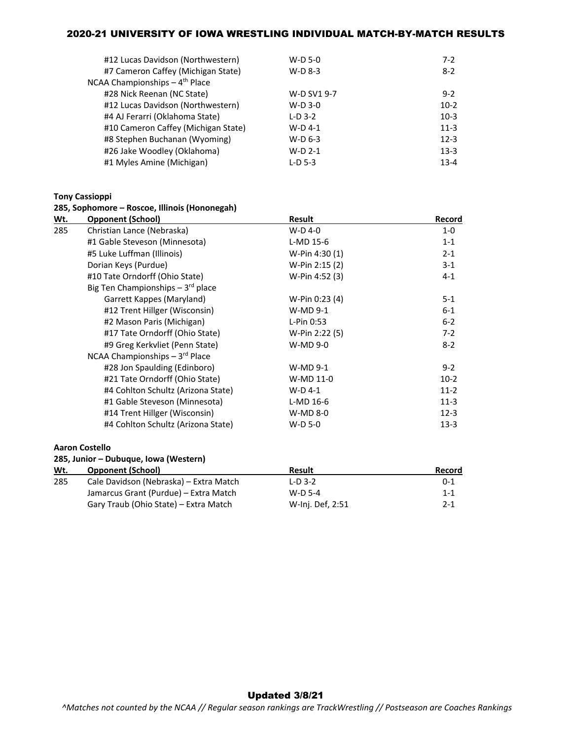| | | |
|---|---|---|
| #12 Lucas Davidson (Northwestern) | W-D 5-0 | 7-2 |
| #7 Cameron Caffey (Michigan State) | W-D 8-3 | 8-2 |
| NCAA Championships – 4th Place | | |
| #28 Nick Reenan (NC State) | W-D SV1 9-7 | 9-2 |
| #12 Lucas Davidson (Northwestern) | W-D 3-0 | 10-2 |
| #4 AJ Ferarri (Oklahoma State) | L-D 3-2 | 10-3 |
| #10 Cameron Caffey (Michigan State) | W-D 4-1 | 11-3 |
| #8 Stephen Buchanan (Wyoming) | W-D 6-3 | 12-3 |
| #26 Jake Woodley (Oklahoma) | W-D 2-1 | 13-3 |
| #1 Myles Amine (Michigan) | L-D 5-3 | 13-4 |

**Tony Cassioppi**

**285, Sophomore – Roscoe, Illinois (Hononegah)**

| Wt. | Opponent (School) | Result | Record |
|---|---|---|---|
| 285 | Christian Lance (Nebraska) | W-D 4-0 | 1-0 |
| | #1 Gable Steveson (Minnesota) | L-MD 15-6 | 1-1 |
| | #5 Luke Luffman (Illinois) | W-Pin 4:30 (1) | 2-1 |
| | Dorian Keys (Purdue) | W-Pin 2:15 (2) | 3-1 |
| | #10 Tate Orndorff (Ohio State) | W-Pin 4:52 (3) | 4-1 |
| | Big Ten Championships – 3rd place | | |
| | Garrett Kappes (Maryland) | W-Pin 0:23 (4) | 5-1 |
| | #12 Trent Hillger (Wisconsin) | W-MD 9-1 | 6-1 |
| | #2 Mason Paris (Michigan) | L-Pin 0:53 | 6-2 |
| | #17 Tate Orndorff (Ohio State) | W-Pin 2:22 (5) | 7-2 |
| | #9 Greg Kerkvliet (Penn State) | W-MD 9-0 | 8-2 |
| | NCAA Championships – 3rd Place | | |
| | #28 Jon Spaulding (Edinboro) | W-MD 9-1 | 9-2 |
| | #21 Tate Orndorff (Ohio State) | W-MD 11-0 | 10-2 |
| | #4 Cohlton Schultz (Arizona State) | W-D 4-1 | 11-2 |
| | #1 Gable Steveson (Minnesota) | L-MD 16-6 | 11-3 |
| | #14 Trent Hillger (Wisconsin) | W-MD 8-0 | 12-3 |
| | #4 Cohlton Schultz (Arizona State) | W-D 5-0 | 13-3 |

**Aaron Costello**

**285, Junior – Dubuque, Iowa (Western)**

| Wt. | Opponent (School) | Result | Record |
|---|---|---|---|
| 285 | Cale Davidson (Nebraska) – Extra Match | L-D 3-2 | 0-1 |
| | Jamarcus Grant (Purdue) – Extra Match | W-D 5-4 | 1-1 |
| | Gary Traub (Ohio State) – Extra Match | W-Inj. Def, 2:51 | 2-1 |

*^Matches not counted by the NCAA // Regular season rankings are TrackWrestling // Postseason are Coaches Rankings*